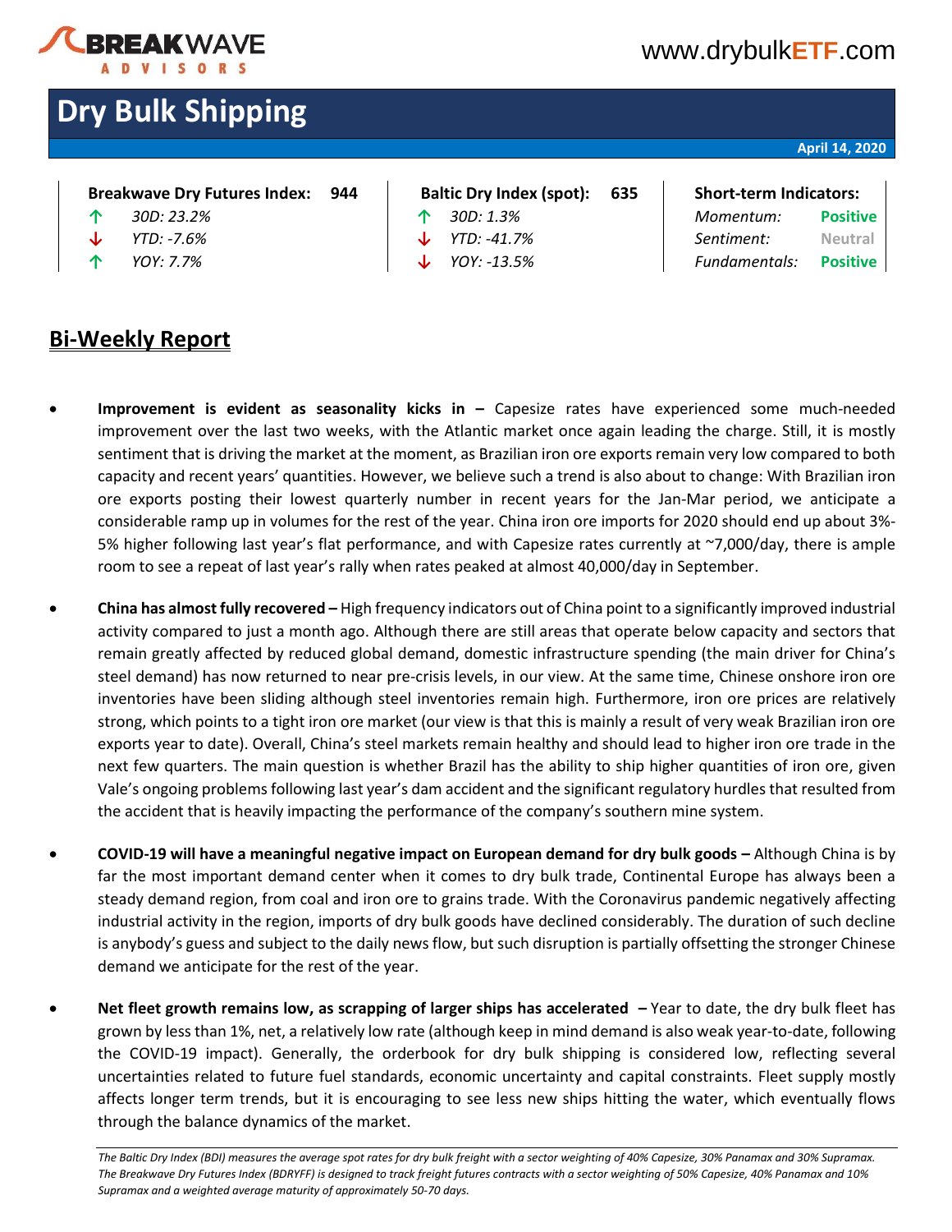# Dry Bulk Shipping

**April 14, 2020**

| **Breakwave Dry Futures Index:** | **944** | **Baltic Dry Index (spot):** | **635** | **Short-term Indicators:** | |
|---|---|---|---|---|---|
| ↑ *30D: 23.2%* | | ↑ *30D: 1.3%* | | *Momentum:* | **Positive** |
| ↓ *YTD: -7.6%* | | ↓ *YTD: -41.7%* | | *Sentiment:* | **Neutral** |
| ↑ *YOY: 7.7%* | | ↓ *YOY: -13.5%* | | *Fundamentals:* | **Positive** |

## Bi-Weekly Report

- **Improvement is evident as seasonality kicks in –** Capesize rates have experienced some much-needed improvement over the last two weeks, with the Atlantic market once again leading the charge. Still, it is mostly sentiment that is driving the market at the moment, as Brazilian iron ore exports remain very low compared to both capacity and recent years' quantities. However, we believe such a trend is also about to change: With Brazilian iron ore exports posting their lowest quarterly number in recent years for the Jan-Mar period, we anticipate a considerable ramp up in volumes for the rest of the year. China iron ore imports for 2020 should end up about 3%-5% higher following last year's flat performance, and with Capesize rates currently at ~7,000/day, there is ample room to see a repeat of last year's rally when rates peaked at almost 40,000/day in September.

- **China has almost fully recovered –** High frequency indicators out of China point to a significantly improved industrial activity compared to just a month ago. Although there are still areas that operate below capacity and sectors that remain greatly affected by reduced global demand, domestic infrastructure spending (the main driver for China's steel demand) has now returned to near pre-crisis levels, in our view. At the same time, Chinese onshore iron ore inventories have been sliding although steel inventories remain high. Furthermore, iron ore prices are relatively strong, which points to a tight iron ore market (our view is that this is mainly a result of very weak Brazilian iron ore exports year to date). Overall, China's steel markets remain healthy and should lead to higher iron ore trade in the next few quarters. The main question is whether Brazil has the ability to ship higher quantities of iron ore, given Vale's ongoing problems following last year's dam accident and the significant regulatory hurdles that resulted from the accident that is heavily impacting the performance of the company's southern mine system.

- **COVID-19 will have a meaningful negative impact on European demand for dry bulk goods –** Although China is by far the most important demand center when it comes to dry bulk trade, Continental Europe has always been a steady demand region, from coal and iron ore to grains trade. With the Coronavirus pandemic negatively affecting industrial activity in the region, imports of dry bulk goods have declined considerably. The duration of such decline is anybody's guess and subject to the daily news flow, but such disruption is partially offsetting the stronger Chinese demand we anticipate for the rest of the year.

- **Net fleet growth remains low, as scrapping of larger ships has accelerated –** Year to date, the dry bulk fleet has grown by less than 1%, net, a relatively low rate (although keep in mind demand is also weak year-to-date, following the COVID-19 impact). Generally, the orderbook for dry bulk shipping is considered low, reflecting several uncertainties related to future fuel standards, economic uncertainty and capital constraints. Fleet supply mostly affects longer term trends, but it is encouraging to see less new ships hitting the water, which eventually flows through the balance dynamics of the market.

*The Baltic Dry Index (BDI) measures the average spot rates for dry bulk freight with a sector weighting of 40% Capesize, 30% Panamax and 30% Supramax. The Breakwave Dry Futures Index (BDRYFF) is designed to track freight futures contracts with a sector weighting of 50% Capesize, 40% Panamax and 10% Supramax and a weighted average maturity of approximately 50-70 days.*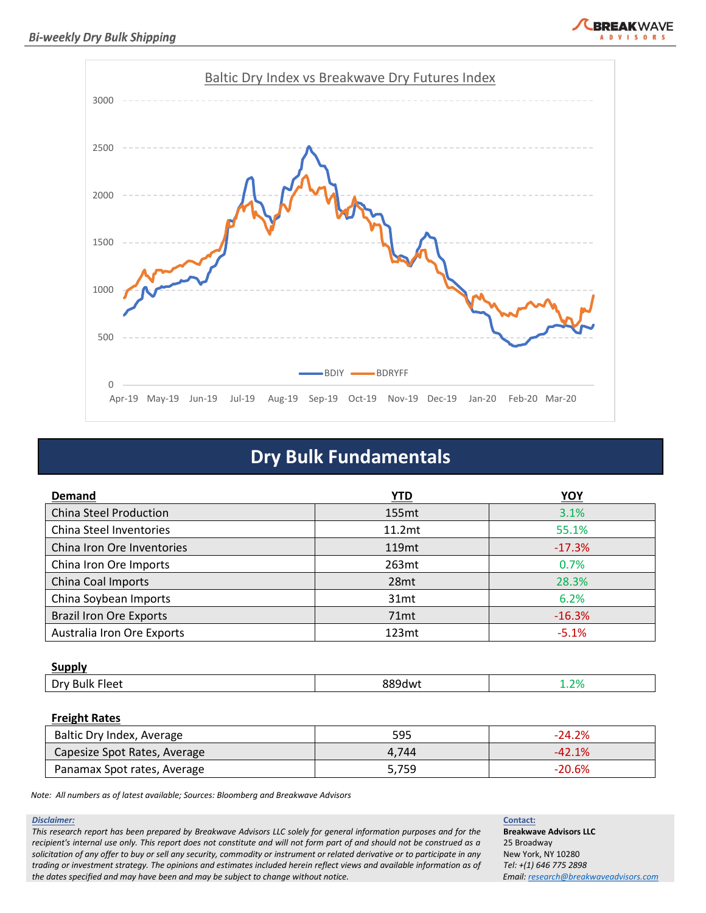Baltic Dry Index vs Breakwave Dry Futures Index

3000
2500
2000
1500
1000
500
0

Apr-19 May-19 Jun-19 Jul-19 Aug-19 Sep-19 Oct-19 Nov-19 Dec-19 Jan-20 Feb-20 Mar-20

BDIY BDRYFF

## Dry Bulk Fundamentals

| Demand | YTD | YOY |
|---|---|---|
| China Steel Production | 155mt | 3.1% |
| China Steel Inventories | 11.2mt | 55.1% |
| China Iron Ore Inventories | 119mt | -17.3% |
| China Iron Ore Imports | 263mt | 0.7% |
| China Coal Imports | 28mt | 28.3% |
| China Soybean Imports | 31mt | 6.2% |
| Brazil Iron Ore Exports | 71mt | -16.3% |
| Australia Iron Ore Exports | 123mt | -5.1% |

**Supply**

| | | |
|---|---|---|
| Dry Bulk Fleet | 889dwt | 1.2% |

**Freight Rates**

| | | |
|---|---|---|
| Baltic Dry Index, Average | 595 | -24.2% |
| Capesize Spot Rates, Average | 4,744 | -42.1% |
| Panamax Spot rates, Average | 5,759 | -20.6% |

*Note: All numbers as of latest available; Sources: Bloomberg and Breakwave Advisors*

**Disclaimer:**

*This research report has been prepared by Breakwave Advisors LLC solely for general information purposes and for the recipient's internal use only. This report does not constitute and will not form part of and should not be construed as a solicitation of any offer to buy or sell any security, commodity or instrument or related derivative or to participate in any trading or investment strategy. The opinions and estimates included herein reflect views and available information as of the dates specified and may have been and may be subject to change without notice.*

**Contact:**

**Breakwave Advisors LLC**
25 Broadway
New York, NY 10280
*Tel: +(1) 646 775 2898*
*Email: research@breakwaveadvisors.com*